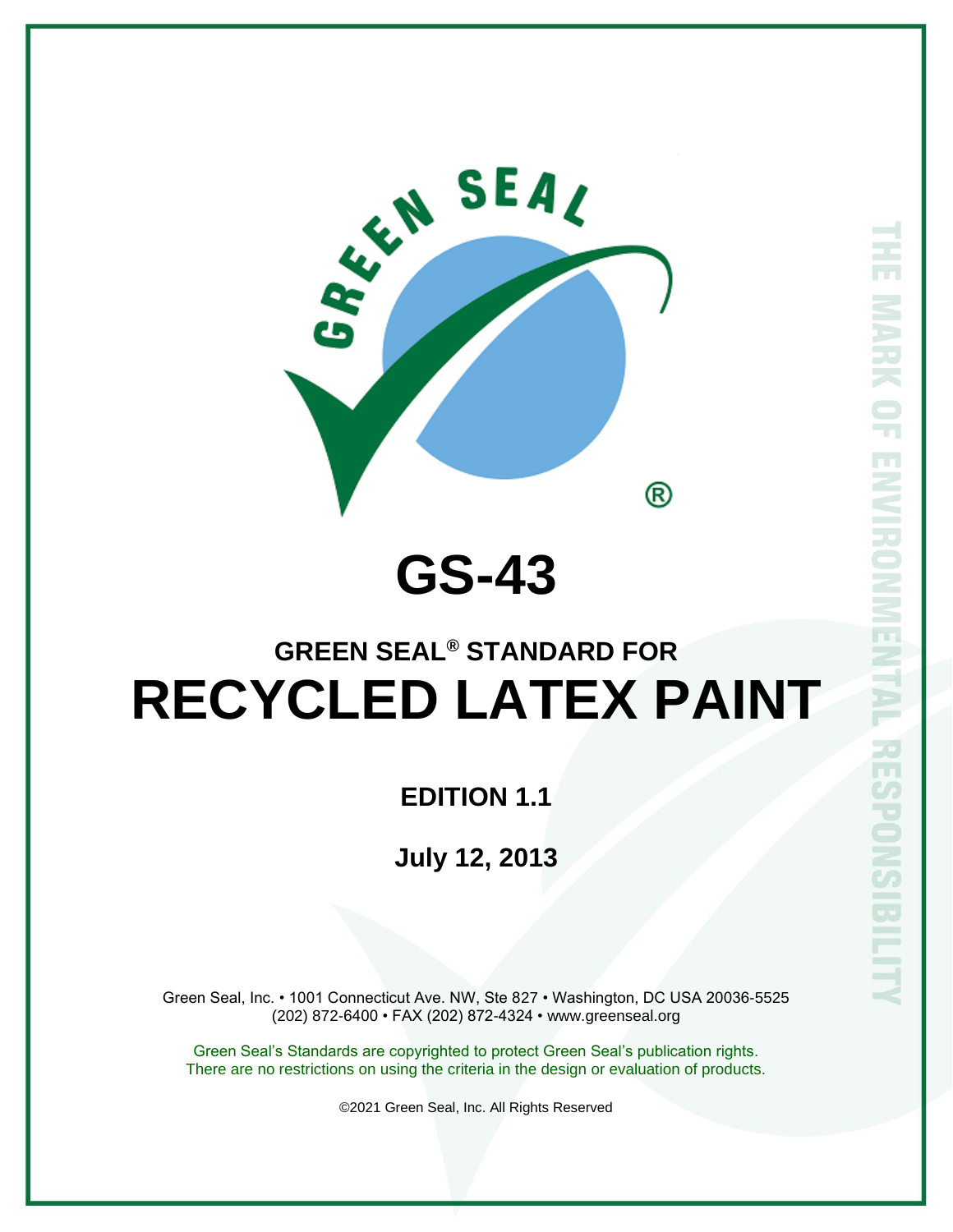# GS-43

## GREEN SEAL® STANDARD FOR

# RECYCLED LATEX PAINT

**EDITION 1.1**

**July 12, 2013**

Green Seal, Inc. • 1001 Connecticut Ave. NW, Ste 827 • Washington, DC USA 20036-5525
(202) 872-6400 • FAX (202) 872-4324 • www.greenseal.org

Green Seal's Standards are copyrighted to protect Green Seal's publication rights.
There are no restrictions on using the criteria in the design or evaluation of products.

©2021 Green Seal, Inc. All Rights Reserved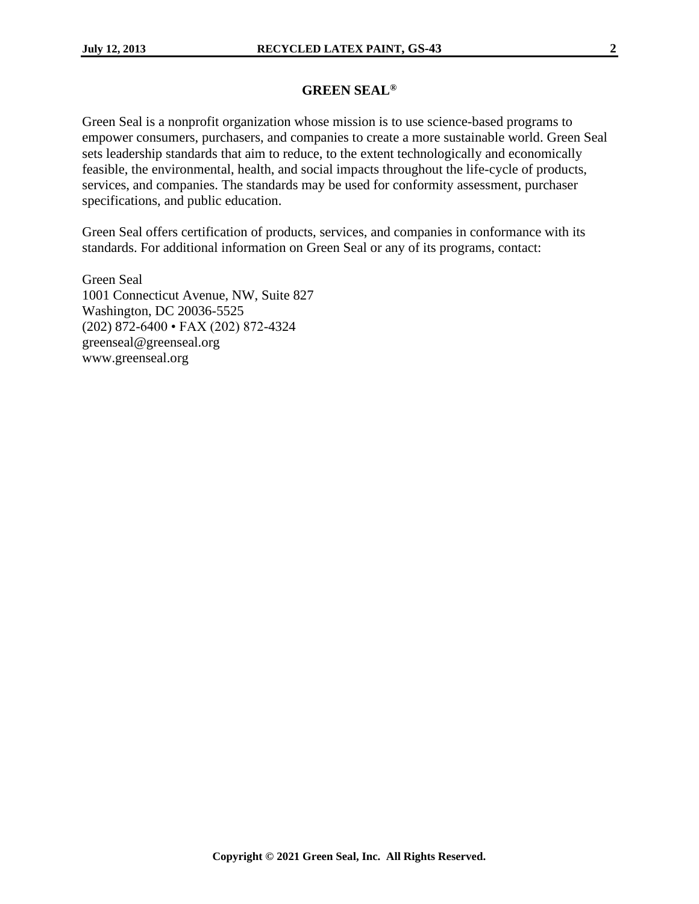## GREEN SEAL®

Green Seal is a nonprofit organization whose mission is to use science-based programs to empower consumers, purchasers, and companies to create a more sustainable world. Green Seal sets leadership standards that aim to reduce, to the extent technologically and economically feasible, the environmental, health, and social impacts throughout the life-cycle of products, services, and companies. The standards may be used for conformity assessment, purchaser specifications, and public education.

Green Seal offers certification of products, services, and companies in conformance with its standards. For additional information on Green Seal or any of its programs, contact:

Green Seal
1001 Connecticut Avenue, NW, Suite 827
Washington, DC 20036-5525
(202) 872-6400 • FAX (202) 872-4324
greenseal@greenseal.org
www.greenseal.org

**Copyright © 2021 Green Seal, Inc. All Rights Reserved.**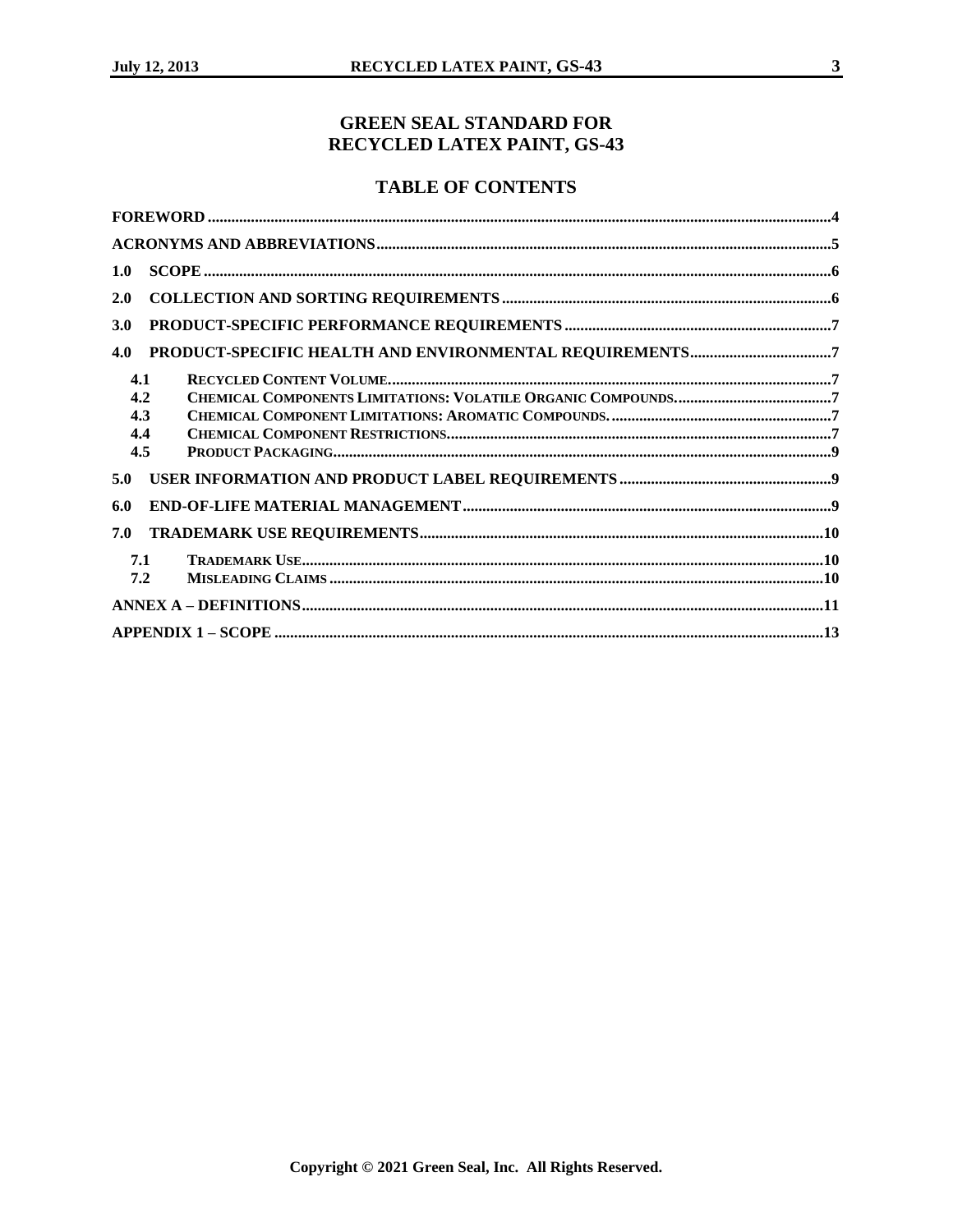# GREEN SEAL STANDARD FOR RECYCLED LATEX PAINT, GS-43

## TABLE OF CONTENTS

**FOREWORD** .......... 4

**ACRONYMS AND ABBREVIATIONS** .......... 5

**1.0 SCOPE** .......... 6

**2.0 COLLECTION AND SORTING REQUIREMENTS** .......... 6

**3.0 PRODUCT-SPECIFIC PERFORMANCE REQUIREMENTS** .......... 7

**4.0 PRODUCT-SPECIFIC HEALTH AND ENVIRONMENTAL REQUIREMENTS** .......... 7

- 4.1 RECYCLED CONTENT VOLUME .......... 7
- 4.2 CHEMICAL COMPONENTS LIMITATIONS: VOLATILE ORGANIC COMPOUNDS. .......... 7
- 4.3 CHEMICAL COMPONENT LIMITATIONS: AROMATIC COMPOUNDS. .......... 7
- 4.4 CHEMICAL COMPONENT RESTRICTIONS .......... 7
- 4.5 PRODUCT PACKAGING .......... 9

**5.0 USER INFORMATION AND PRODUCT LABEL REQUIREMENTS** .......... 9

**6.0 END-OF-LIFE MATERIAL MANAGEMENT** .......... 9

**7.0 TRADEMARK USE REQUIREMENTS** .......... 10

- 7.1 TRADEMARK USE .......... 10
- 7.2 MISLEADING CLAIMS .......... 10

**ANNEX A – DEFINITIONS** .......... 11

**APPENDIX 1 – SCOPE** .......... 13

Copyright © 2021 Green Seal, Inc. All Rights Reserved.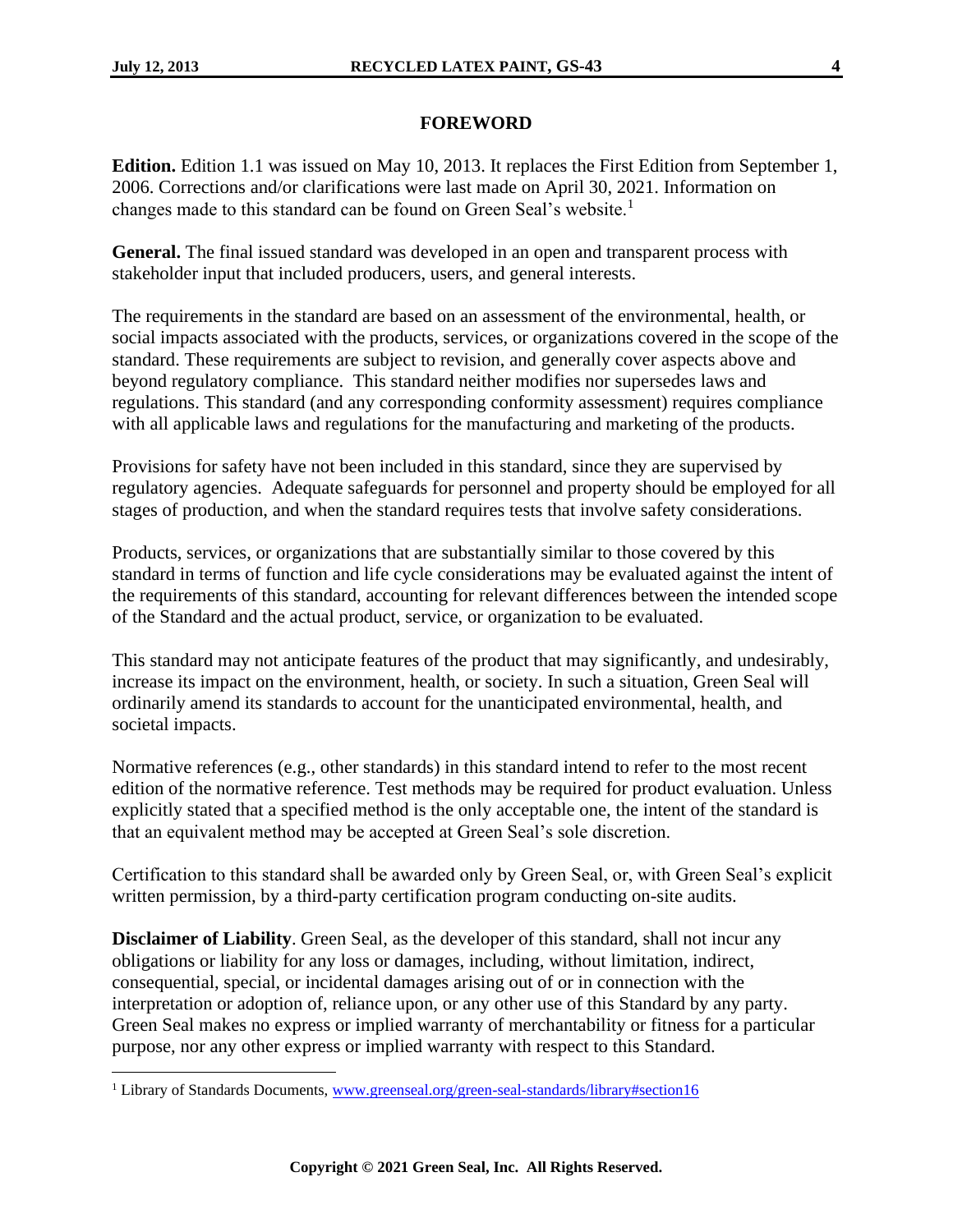## FOREWORD

**Edition.** Edition 1.1 was issued on May 10, 2013. It replaces the First Edition from September 1, 2006. Corrections and/or clarifications were last made on April 30, 2021. Information on changes made to this standard can be found on Green Seal's website.[1]

**General.** The final issued standard was developed in an open and transparent process with stakeholder input that included producers, users, and general interests.

The requirements in the standard are based on an assessment of the environmental, health, or social impacts associated with the products, services, or organizations covered in the scope of the standard. These requirements are subject to revision, and generally cover aspects above and beyond regulatory compliance. This standard neither modifies nor supersedes laws and regulations. This standard (and any corresponding conformity assessment) requires compliance with all applicable laws and regulations for the manufacturing and marketing of the products.

Provisions for safety have not been included in this standard, since they are supervised by regulatory agencies. Adequate safeguards for personnel and property should be employed for all stages of production, and when the standard requires tests that involve safety considerations.

Products, services, or organizations that are substantially similar to those covered by this standard in terms of function and life cycle considerations may be evaluated against the intent of the requirements of this standard, accounting for relevant differences between the intended scope of the Standard and the actual product, service, or organization to be evaluated.

This standard may not anticipate features of the product that may significantly, and undesirably, increase its impact on the environment, health, or society. In such a situation, Green Seal will ordinarily amend its standards to account for the unanticipated environmental, health, and societal impacts.

Normative references (e.g., other standards) in this standard intend to refer to the most recent edition of the normative reference. Test methods may be required for product evaluation. Unless explicitly stated that a specified method is the only acceptable one, the intent of the standard is that an equivalent method may be accepted at Green Seal's sole discretion.

Certification to this standard shall be awarded only by Green Seal, or, with Green Seal's explicit written permission, by a third-party certification program conducting on-site audits.

**Disclaimer of Liability**. Green Seal, as the developer of this standard, shall not incur any obligations or liability for any loss or damages, including, without limitation, indirect, consequential, special, or incidental damages arising out of or in connection with the interpretation or adoption of, reliance upon, or any other use of this Standard by any party. Green Seal makes no express or implied warranty of merchantability or fitness for a particular purpose, nor any other express or implied warranty with respect to this Standard.

---

[1] Library of Standards Documents, www.greenseal.org/green-seal-standards/library#section16

**Copyright © 2021 Green Seal, Inc. All Rights Reserved.**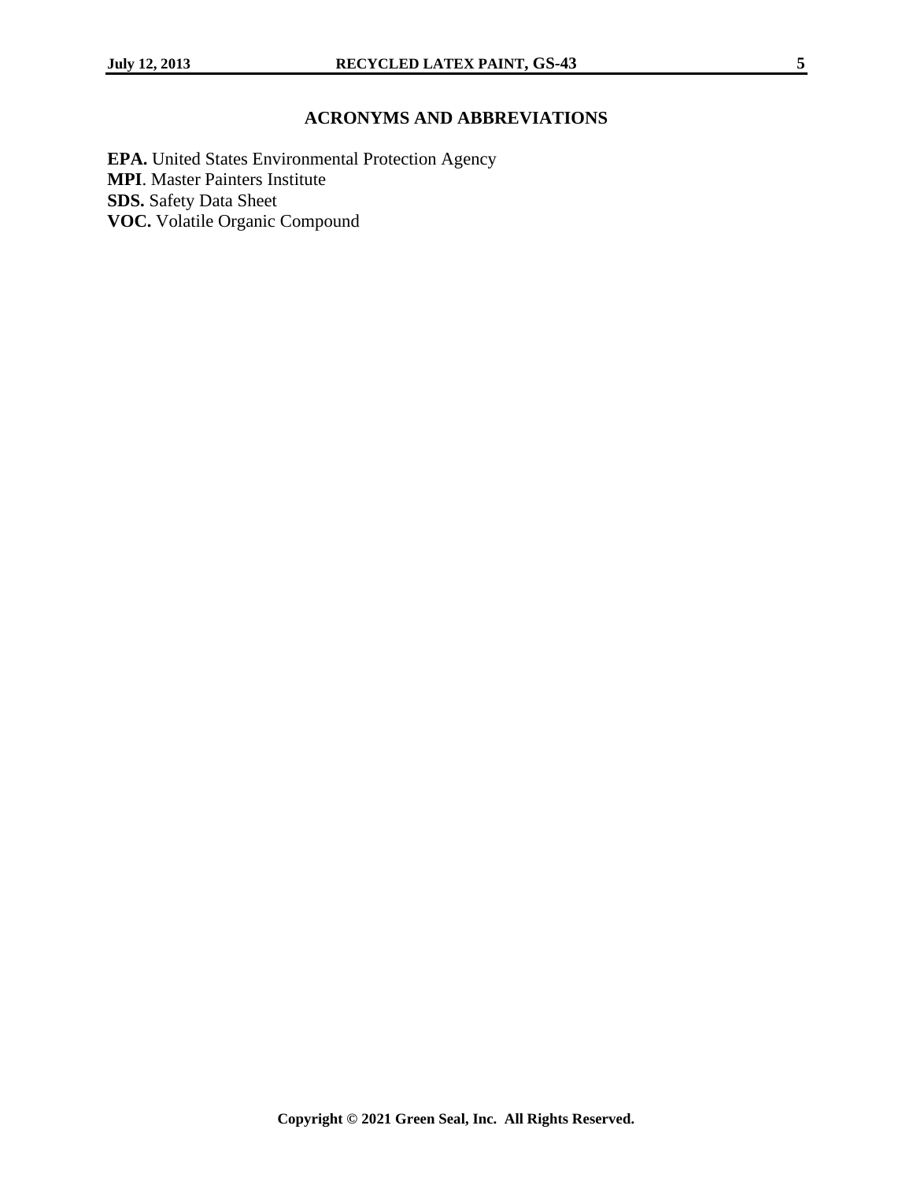## ACRONYMS AND ABBREVIATIONS

**EPA.** United States Environmental Protection Agency
**MPI**. Master Painters Institute
**SDS.** Safety Data Sheet
**VOC.** Volatile Organic Compound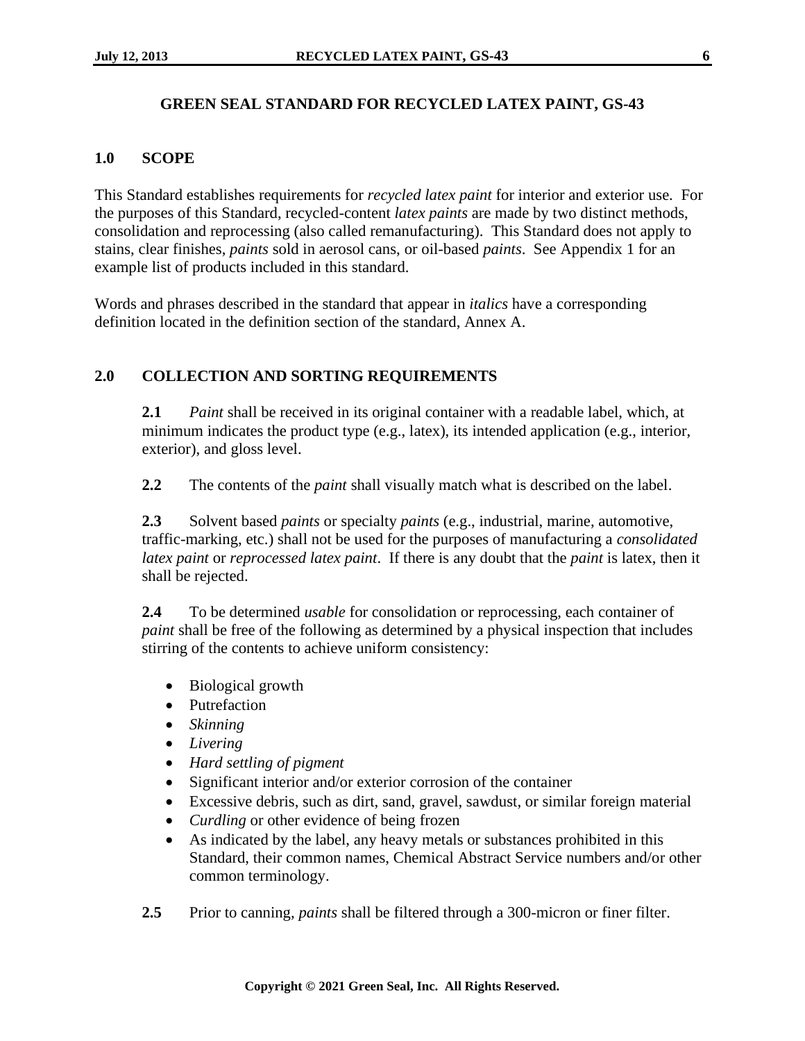# GREEN SEAL STANDARD FOR RECYCLED LATEX PAINT, GS-43

## 1.0 SCOPE

This Standard establishes requirements for *recycled latex paint* for interior and exterior use. For the purposes of this Standard, recycled-content *latex paints* are made by two distinct methods, consolidation and reprocessing (also called remanufacturing). This Standard does not apply to stains, clear finishes, *paints* sold in aerosol cans, or oil-based *paints*. See Appendix 1 for an example list of products included in this standard.

Words and phrases described in the standard that appear in *italics* have a corresponding definition located in the definition section of the standard, Annex A.

## 2.0 COLLECTION AND SORTING REQUIREMENTS

**2.1** *Paint* shall be received in its original container with a readable label, which, at minimum indicates the product type (e.g., latex), its intended application (e.g., interior, exterior), and gloss level.

**2.2** The contents of the *paint* shall visually match what is described on the label.

**2.3** Solvent based *paints* or specialty *paints* (e.g., industrial, marine, automotive, traffic-marking, etc.) shall not be used for the purposes of manufacturing a *consolidated latex paint* or *reprocessed latex paint*. If there is any doubt that the *paint* is latex, then it shall be rejected.

**2.4** To be determined *usable* for consolidation or reprocessing, each container of *paint* shall be free of the following as determined by a physical inspection that includes stirring of the contents to achieve uniform consistency:

- Biological growth
- Putrefaction
- *Skinning*
- *Livering*
- *Hard settling of pigment*
- Significant interior and/or exterior corrosion of the container
- Excessive debris, such as dirt, sand, gravel, sawdust, or similar foreign material
- *Curdling* or other evidence of being frozen
- As indicated by the label, any heavy metals or substances prohibited in this Standard, their common names, Chemical Abstract Service numbers and/or other common terminology.

**2.5** Prior to canning, *paints* shall be filtered through a 300-micron or finer filter.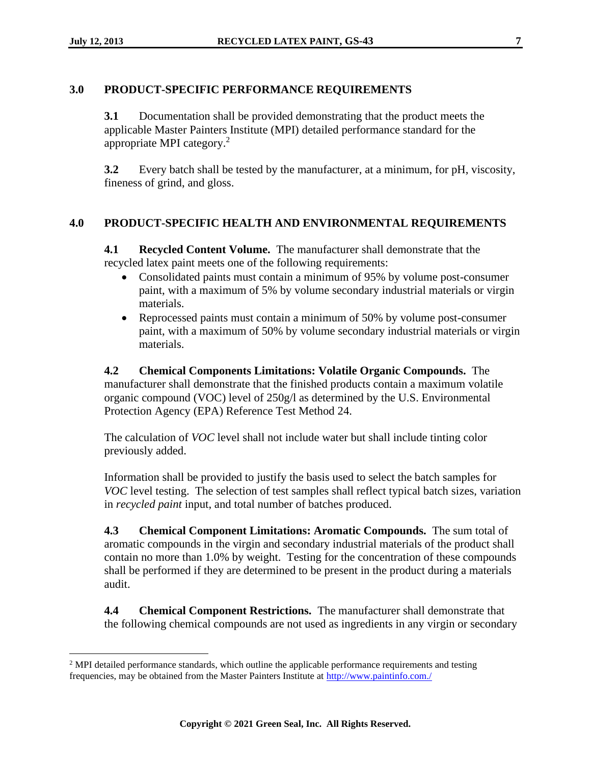## 3.0 PRODUCT-SPECIFIC PERFORMANCE REQUIREMENTS

**3.1** Documentation shall be provided demonstrating that the product meets the applicable Master Painters Institute (MPI) detailed performance standard for the appropriate MPI category.[2]

**3.2** Every batch shall be tested by the manufacturer, at a minimum, for pH, viscosity, fineness of grind, and gloss.

## 4.0 PRODUCT-SPECIFIC HEALTH AND ENVIRONMENTAL REQUIREMENTS

**4.1 Recycled Content Volume.** The manufacturer shall demonstrate that the recycled latex paint meets one of the following requirements:

- Consolidated paints must contain a minimum of 95% by volume post-consumer paint, with a maximum of 5% by volume secondary industrial materials or virgin materials.
- Reprocessed paints must contain a minimum of 50% by volume post-consumer paint, with a maximum of 50% by volume secondary industrial materials or virgin materials.

**4.2 Chemical Components Limitations: Volatile Organic Compounds.** The manufacturer shall demonstrate that the finished products contain a maximum volatile organic compound (VOC) level of 250g/l as determined by the U.S. Environmental Protection Agency (EPA) Reference Test Method 24.

The calculation of *VOC* level shall not include water but shall include tinting color previously added.

Information shall be provided to justify the basis used to select the batch samples for *VOC* level testing. The selection of test samples shall reflect typical batch sizes, variation in *recycled paint* input, and total number of batches produced.

**4.3 Chemical Component Limitations: Aromatic Compounds.** The sum total of aromatic compounds in the virgin and secondary industrial materials of the product shall contain no more than 1.0% by weight. Testing for the concentration of these compounds shall be performed if they are determined to be present in the product during a materials audit.

**4.4 Chemical Component Restrictions.** The manufacturer shall demonstrate that the following chemical compounds are not used as ingredients in any virgin or secondary

---

[2] MPI detailed performance standards, which outline the applicable performance requirements and testing frequencies, may be obtained from the Master Painters Institute at http://www.paintinfo.com./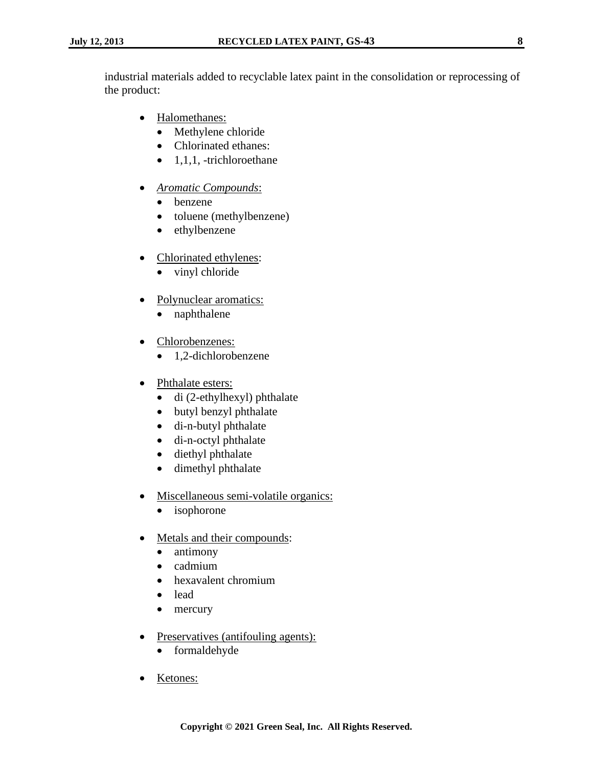industrial materials added to recyclable latex paint in the consolidation or reprocessing of the product:

- <u>Halomethanes:</u>
  - Methylene chloride
  - Chlorinated ethanes:
  - 1,1,1, -trichloroethane

- <u>*Aromatic Compounds*</u>:
  - benzene
  - toluene (methylbenzene)
  - ethylbenzene

- <u>Chlorinated ethylenes</u>:
  - vinyl chloride

- <u>Polynuclear aromatics:</u>
  - naphthalene

- <u>Chlorobenzenes:</u>
  - 1,2-dichlorobenzene

- <u>Phthalate esters:</u>
  - di (2-ethylhexyl) phthalate
  - butyl benzyl phthalate
  - di-n-butyl phthalate
  - di-n-octyl phthalate
  - diethyl phthalate
  - dimethyl phthalate

- <u>Miscellaneous semi-volatile organics:</u>
  - isophorone

- <u>Metals and their compounds</u>:
  - antimony
  - cadmium
  - hexavalent chromium
  - lead
  - mercury

- <u>Preservatives (antifouling agents):</u>
  - formaldehyde

- <u>Ketones:</u>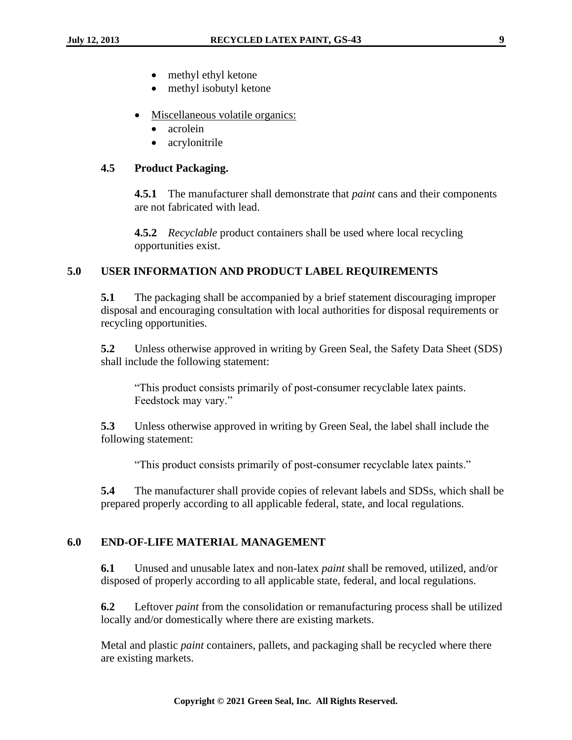- methyl ethyl ketone
- methyl isobutyl ketone

- Miscellaneous volatile organics:
  - acrolein
  - acrylonitrile

### 4.5 Product Packaging.

**4.5.1** The manufacturer shall demonstrate that *paint* cans and their components are not fabricated with lead.

**4.5.2** *Recyclable* product containers shall be used where local recycling opportunities exist.

## 5.0 USER INFORMATION AND PRODUCT LABEL REQUIREMENTS

**5.1** The packaging shall be accompanied by a brief statement discouraging improper disposal and encouraging consultation with local authorities for disposal requirements or recycling opportunities.

**5.2** Unless otherwise approved in writing by Green Seal, the Safety Data Sheet (SDS) shall include the following statement:

> "This product consists primarily of post-consumer recyclable latex paints. Feedstock may vary."

**5.3** Unless otherwise approved in writing by Green Seal, the label shall include the following statement:

> "This product consists primarily of post-consumer recyclable latex paints."

**5.4** The manufacturer shall provide copies of relevant labels and SDSs, which shall be prepared properly according to all applicable federal, state, and local regulations.

## 6.0 END-OF-LIFE MATERIAL MANAGEMENT

**6.1** Unused and unusable latex and non-latex *paint* shall be removed, utilized, and/or disposed of properly according to all applicable state, federal, and local regulations.

**6.2** Leftover *paint* from the consolidation or remanufacturing process shall be utilized locally and/or domestically where there are existing markets.

Metal and plastic *paint* containers, pallets, and packaging shall be recycled where there are existing markets.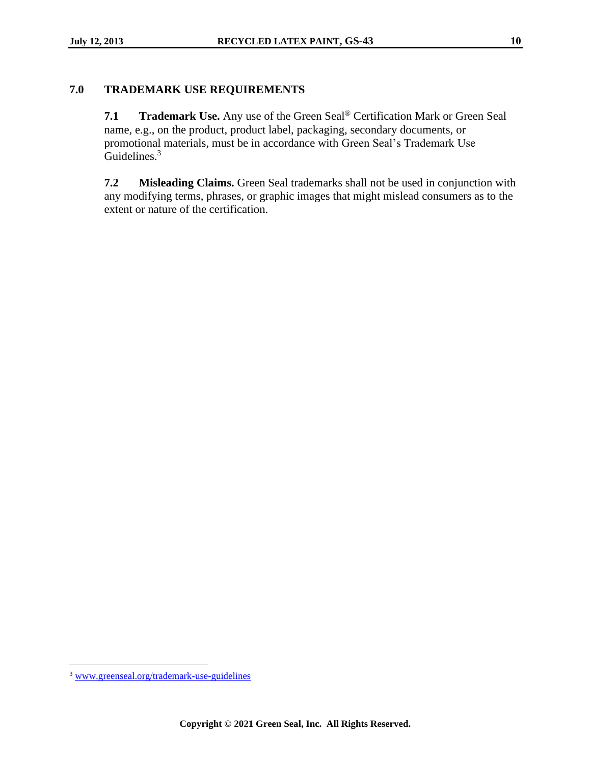## 7.0 TRADEMARK USE REQUIREMENTS

**7.1 Trademark Use.** Any use of the Green Seal® Certification Mark or Green Seal name, e.g., on the product, product label, packaging, secondary documents, or promotional materials, must be in accordance with Green Seal's Trademark Use Guidelines.[3]

**7.2 Misleading Claims.** Green Seal trademarks shall not be used in conjunction with any modifying terms, phrases, or graphic images that might mislead consumers as to the extent or nature of the certification.

---

[3] www.greenseal.org/trademark-use-guidelines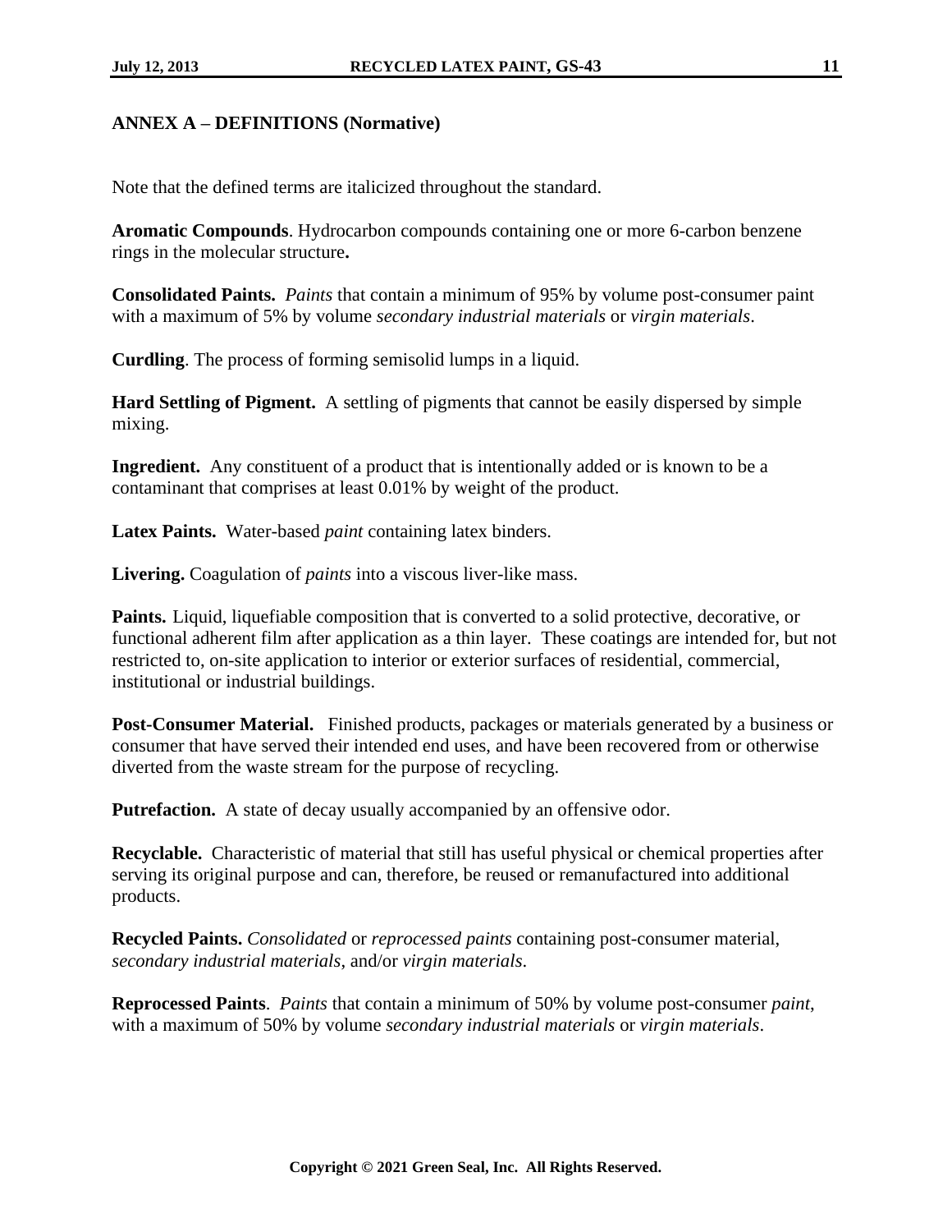## ANNEX A – DEFINITIONS (Normative)

Note that the defined terms are italicized throughout the standard.

**Aromatic Compounds**. Hydrocarbon compounds containing one or more 6-carbon benzene rings in the molecular structure**.**

**Consolidated Paints.** *Paints* that contain a minimum of 95% by volume post-consumer paint with a maximum of 5% by volume *secondary industrial materials* or *virgin materials*.

**Curdling**. The process of forming semisolid lumps in a liquid.

**Hard Settling of Pigment.** A settling of pigments that cannot be easily dispersed by simple mixing.

**Ingredient.** Any constituent of a product that is intentionally added or is known to be a contaminant that comprises at least 0.01% by weight of the product.

**Latex Paints.** Water-based *paint* containing latex binders.

**Livering.** Coagulation of *paints* into a viscous liver-like mass.

**Paints.** Liquid, liquefiable composition that is converted to a solid protective, decorative, or functional adherent film after application as a thin layer. These coatings are intended for, but not restricted to, on-site application to interior or exterior surfaces of residential, commercial, institutional or industrial buildings.

**Post-Consumer Material.** Finished products, packages or materials generated by a business or consumer that have served their intended end uses, and have been recovered from or otherwise diverted from the waste stream for the purpose of recycling.

**Putrefaction.** A state of decay usually accompanied by an offensive odor.

**Recyclable.** Characteristic of material that still has useful physical or chemical properties after serving its original purpose and can, therefore, be reused or remanufactured into additional products.

**Recycled Paints.** *Consolidated* or *reprocessed paints* containing post-consumer material, *secondary industrial materials*, and/or *virgin materials*.

**Reprocessed Paints**. *Paints* that contain a minimum of 50% by volume post-consumer *paint*, with a maximum of 50% by volume *secondary industrial materials* or *virgin materials*.

**Copyright © 2021 Green Seal, Inc. All Rights Reserved.**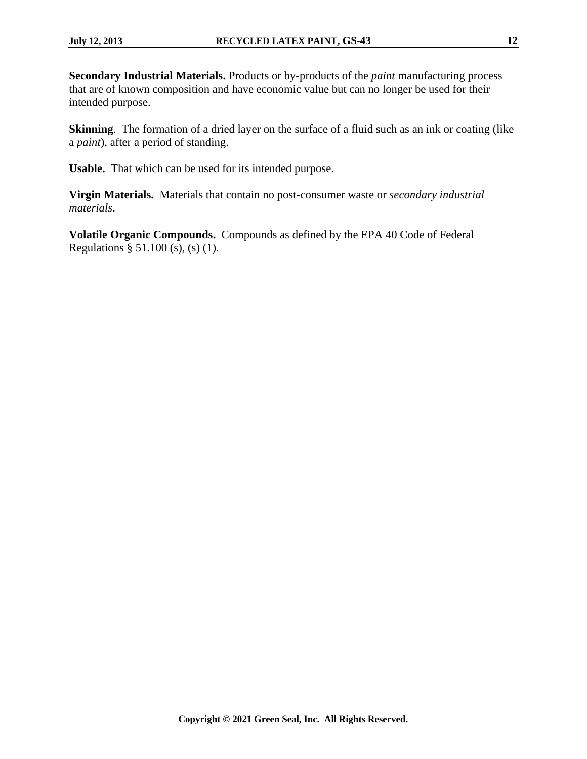**Secondary Industrial Materials.** Products or by-products of the *paint* manufacturing process that are of known composition and have economic value but can no longer be used for their intended purpose.

**Skinning**. The formation of a dried layer on the surface of a fluid such as an ink or coating (like a *paint*), after a period of standing.

**Usable.** That which can be used for its intended purpose.

**Virgin Materials.** Materials that contain no post-consumer waste or *secondary industrial materials*.

**Volatile Organic Compounds.** Compounds as defined by the EPA 40 Code of Federal Regulations § 51.100 (s), (s) (1).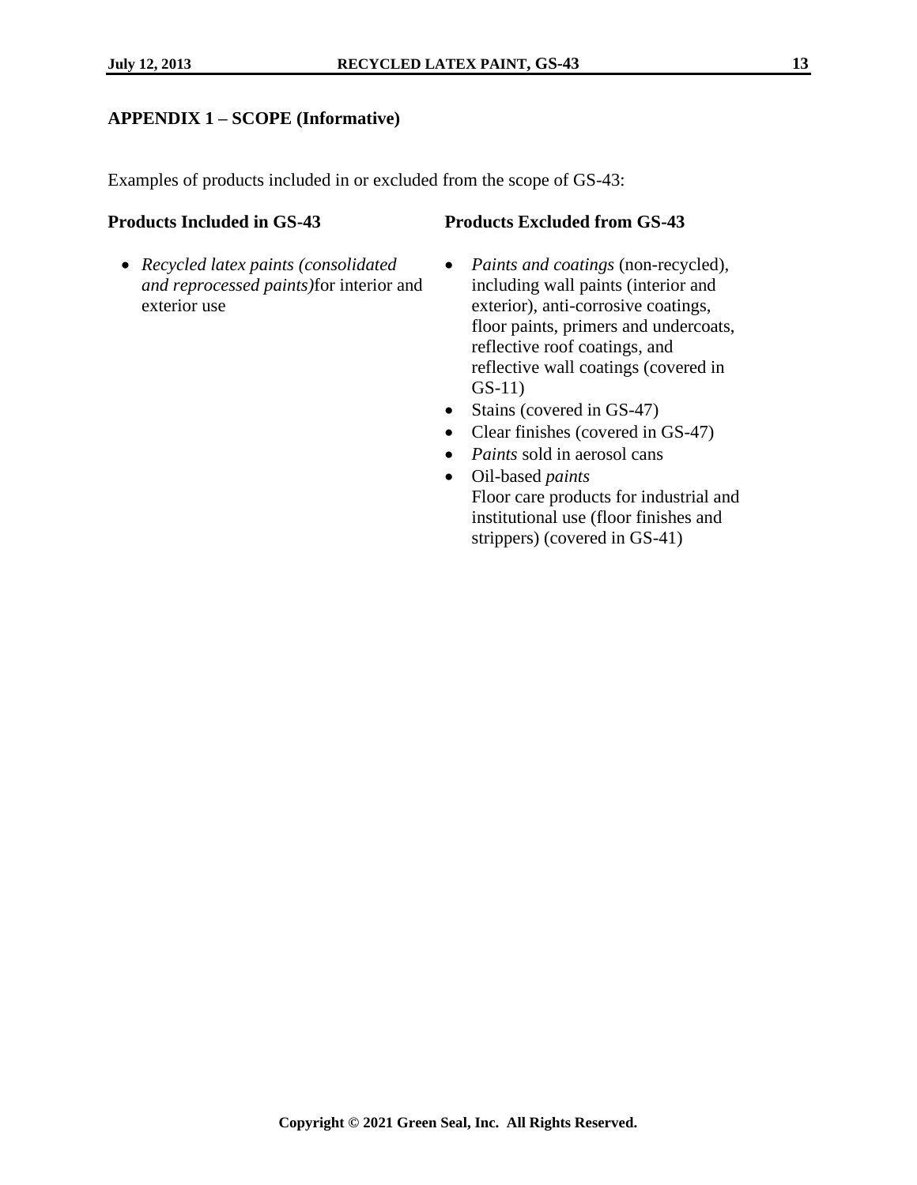## APPENDIX 1 – SCOPE (Informative)

Examples of products included in or excluded from the scope of GS-43:

**Products Included in GS-43**

- *Recycled latex paints (consolidated and reprocessed paints)*for interior and exterior use

**Products Excluded from GS-43**

- *Paints and coatings* (non-recycled), including wall paints (interior and exterior), anti-corrosive coatings, floor paints, primers and undercoats, reflective roof coatings, and reflective wall coatings (covered in GS-11)
- Stains (covered in GS-47)
- Clear finishes (covered in GS-47)
- *Paints* sold in aerosol cans
- Oil-based *paints*
  Floor care products for industrial and institutional use (floor finishes and strippers) (covered in GS-41)